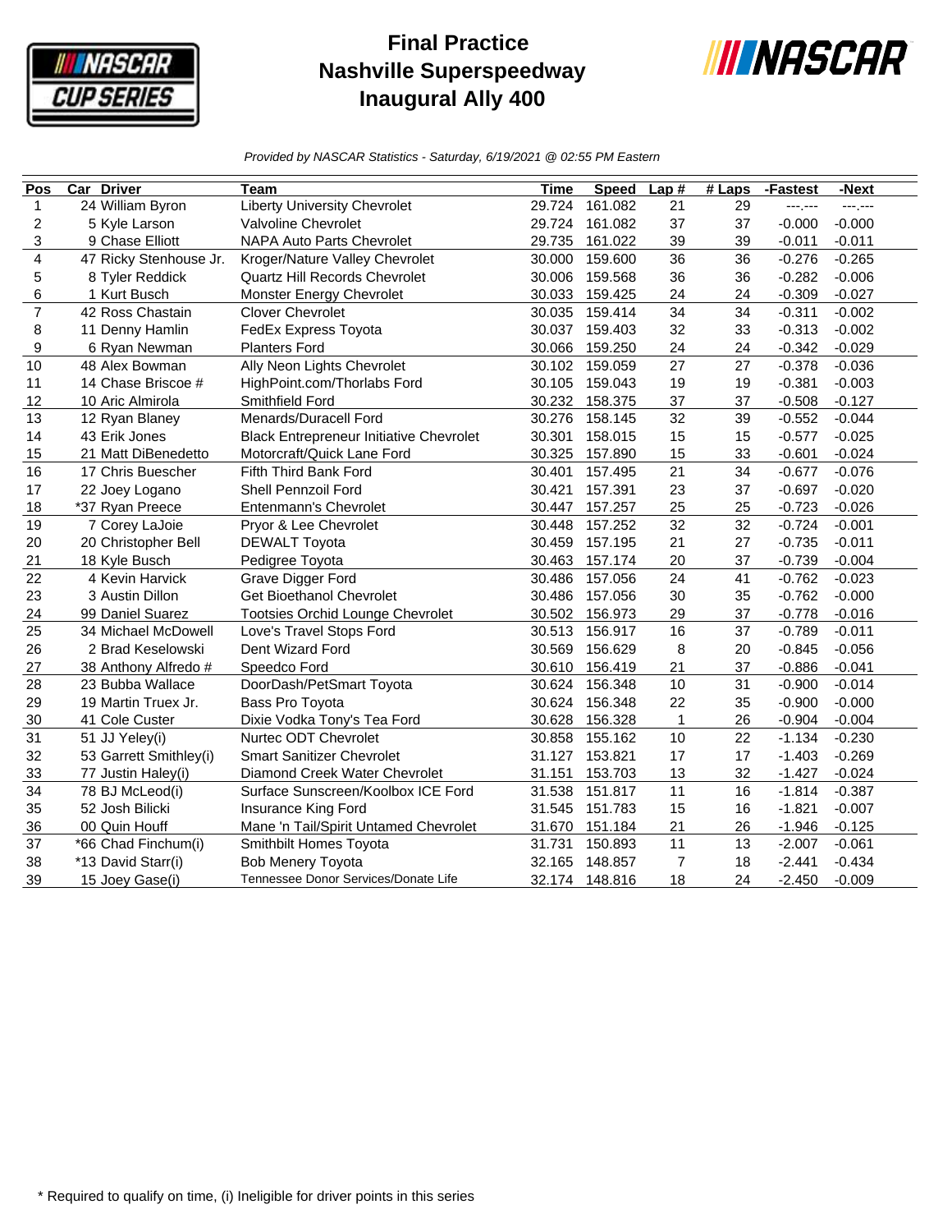# Final Practice
# Nashville Superspeedway
# Inaugural Ally 400

*Provided by NASCAR Statistics - Saturday, 6/19/2021 @ 02:55 PM Eastern*

| Pos | Car | Driver | Team | Time | Speed | Lap # | # Laps | -Fastest | -Next |
|---|---|---|---|---|---|---|---|---|---|
| 1 | 24 | William Byron | Liberty University Chevrolet | 29.724 | 161.082 | 21 | 29 | ---.--- | ---.--- |
| 2 | 5 | Kyle Larson | Valvoline Chevrolet | 29.724 | 161.082 | 37 | 37 | -0.000 | -0.000 |
| 3 | 9 | Chase Elliott | NAPA Auto Parts Chevrolet | 29.735 | 161.022 | 39 | 39 | -0.011 | -0.011 |
| 4 | 47 | Ricky Stenhouse Jr. | Kroger/Nature Valley Chevrolet | 30.000 | 159.600 | 36 | 36 | -0.276 | -0.265 |
| 5 | 8 | Tyler Reddick | Quartz Hill Records Chevrolet | 30.006 | 159.568 | 36 | 36 | -0.282 | -0.006 |
| 6 | 1 | Kurt Busch | Monster Energy Chevrolet | 30.033 | 159.425 | 24 | 24 | -0.309 | -0.027 |
| 7 | 42 | Ross Chastain | Clover Chevrolet | 30.035 | 159.414 | 34 | 34 | -0.311 | -0.002 |
| 8 | 11 | Denny Hamlin | FedEx Express Toyota | 30.037 | 159.403 | 32 | 33 | -0.313 | -0.002 |
| 9 | 6 | Ryan Newman | Planters Ford | 30.066 | 159.250 | 24 | 24 | -0.342 | -0.029 |
| 10 | 48 | Alex Bowman | Ally Neon Lights Chevrolet | 30.102 | 159.059 | 27 | 27 | -0.378 | -0.036 |
| 11 | 14 | Chase Briscoe # | HighPoint.com/Thorlabs Ford | 30.105 | 159.043 | 19 | 19 | -0.381 | -0.003 |
| 12 | 10 | Aric Almirola | Smithfield Ford | 30.232 | 158.375 | 37 | 37 | -0.508 | -0.127 |
| 13 | 12 | Ryan Blaney | Menards/Duracell Ford | 30.276 | 158.145 | 32 | 39 | -0.552 | -0.044 |
| 14 | 43 | Erik Jones | Black Entrepreneur Initiative Chevrolet | 30.301 | 158.015 | 15 | 15 | -0.577 | -0.025 |
| 15 | 21 | Matt DiBenedetto | Motorcraft/Quick Lane Ford | 30.325 | 157.890 | 15 | 33 | -0.601 | -0.024 |
| 16 | 17 | Chris Buescher | Fifth Third Bank Ford | 30.401 | 157.495 | 21 | 34 | -0.677 | -0.076 |
| 17 | 22 | Joey Logano | Shell Pennzoil Ford | 30.421 | 157.391 | 23 | 37 | -0.697 | -0.020 |
| 18 | *37 | Ryan Preece | Entenmann's Chevrolet | 30.447 | 157.257 | 25 | 25 | -0.723 | -0.026 |
| 19 | 7 | Corey LaJoie | Pryor & Lee Chevrolet | 30.448 | 157.252 | 32 | 32 | -0.724 | -0.001 |
| 20 | 20 | Christopher Bell | DEWALT Toyota | 30.459 | 157.195 | 21 | 27 | -0.735 | -0.011 |
| 21 | 18 | Kyle Busch | Pedigree Toyota | 30.463 | 157.174 | 20 | 37 | -0.739 | -0.004 |
| 22 | 4 | Kevin Harvick | Grave Digger Ford | 30.486 | 157.056 | 24 | 41 | -0.762 | -0.023 |
| 23 | 3 | Austin Dillon | Get Bioethanol Chevrolet | 30.486 | 157.056 | 30 | 35 | -0.762 | -0.000 |
| 24 | 99 | Daniel Suarez | Tootsies Orchid Lounge Chevrolet | 30.502 | 156.973 | 29 | 37 | -0.778 | -0.016 |
| 25 | 34 | Michael McDowell | Love's Travel Stops Ford | 30.513 | 156.917 | 16 | 37 | -0.789 | -0.011 |
| 26 | 2 | Brad Keselowski | Dent Wizard Ford | 30.569 | 156.629 | 8 | 20 | -0.845 | -0.056 |
| 27 | 38 | Anthony Alfredo # | Speedco Ford | 30.610 | 156.419 | 21 | 37 | -0.886 | -0.041 |
| 28 | 23 | Bubba Wallace | DoorDash/PetSmart Toyota | 30.624 | 156.348 | 10 | 31 | -0.900 | -0.014 |
| 29 | 19 | Martin Truex Jr. | Bass Pro Toyota | 30.624 | 156.348 | 22 | 35 | -0.900 | -0.000 |
| 30 | 41 | Cole Custer | Dixie Vodka Tony's Tea Ford | 30.628 | 156.328 | 1 | 26 | -0.904 | -0.004 |
| 31 | 51 | JJ Yeley(i) | Nurtec ODT Chevrolet | 30.858 | 155.162 | 10 | 22 | -1.134 | -0.230 |
| 32 | 53 | Garrett Smithley(i) | Smart Sanitizer Chevrolet | 31.127 | 153.821 | 17 | 17 | -1.403 | -0.269 |
| 33 | 77 | Justin Haley(i) | Diamond Creek Water Chevrolet | 31.151 | 153.703 | 13 | 32 | -1.427 | -0.024 |
| 34 | 78 | BJ McLeod(i) | Surface Sunscreen/Koolbox ICE Ford | 31.538 | 151.817 | 11 | 16 | -1.814 | -0.387 |
| 35 | 52 | Josh Bilicki | Insurance King Ford | 31.545 | 151.783 | 15 | 16 | -1.821 | -0.007 |
| 36 | 00 | Quin Houff | Mane 'n Tail/Spirit Untamed Chevrolet | 31.670 | 151.184 | 21 | 26 | -1.946 | -0.125 |
| 37 | *66 | Chad Finchum(i) | Smithbilt Homes Toyota | 31.731 | 150.893 | 11 | 13 | -2.007 | -0.061 |
| 38 | *13 | David Starr(i) | Bob Menery Toyota | 32.165 | 148.857 | 7 | 18 | -2.441 | -0.434 |
| 39 | 15 | Joey Gase(i) | Tennessee Donor Services/Donate Life | 32.174 | 148.816 | 18 | 24 | -2.450 | -0.009 |

\* Required to qualify on time, (i) Ineligible for driver points in this series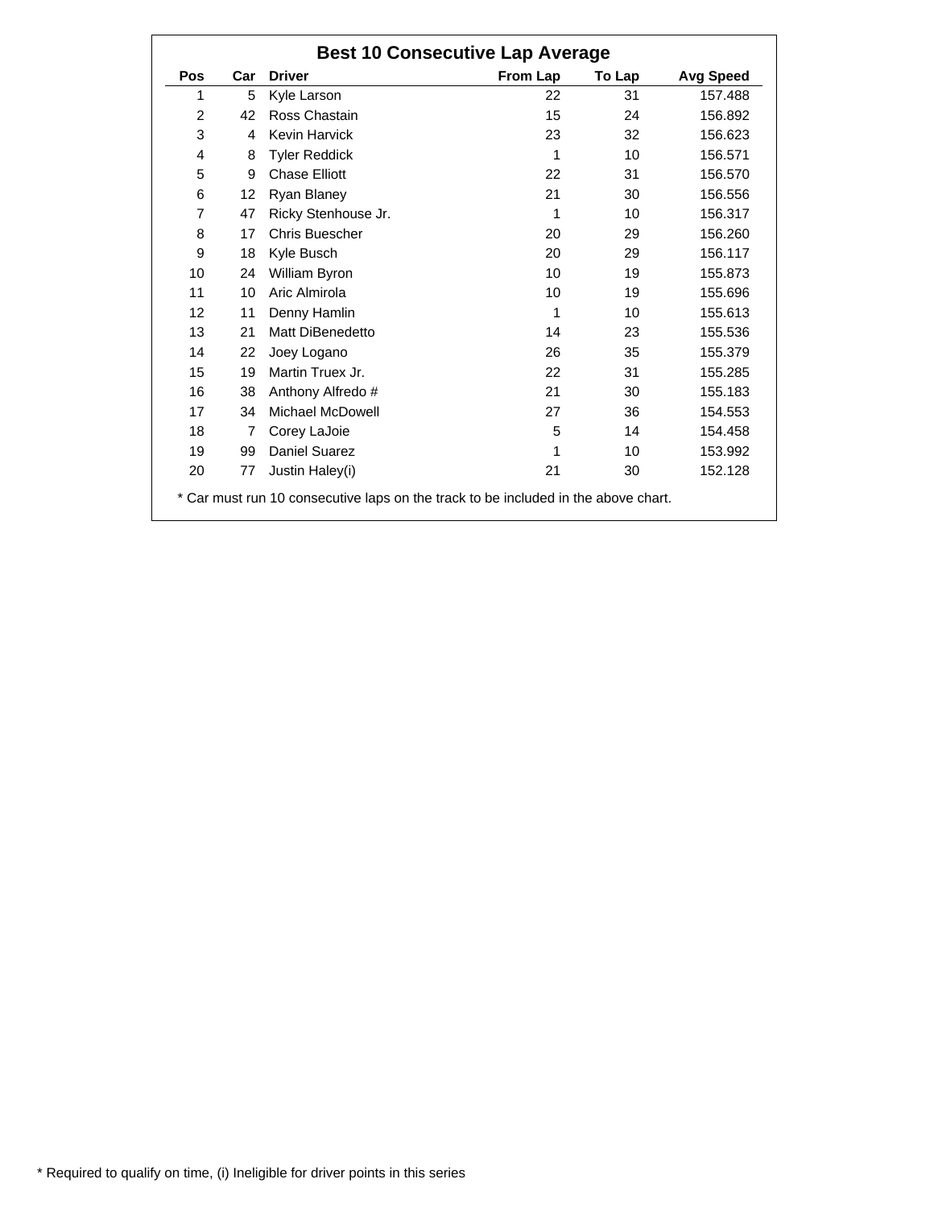## Best 10 Consecutive Lap Average

| Pos | Car | Driver | From Lap | To Lap | Avg Speed |
|---|---|---|---|---|---|
| 1 | 5 | Kyle Larson | 22 | 31 | 157.488 |
| 2 | 42 | Ross Chastain | 15 | 24 | 156.892 |
| 3 | 4 | Kevin Harvick | 23 | 32 | 156.623 |
| 4 | 8 | Tyler Reddick | 1 | 10 | 156.571 |
| 5 | 9 | Chase Elliott | 22 | 31 | 156.570 |
| 6 | 12 | Ryan Blaney | 21 | 30 | 156.556 |
| 7 | 47 | Ricky Stenhouse Jr. | 1 | 10 | 156.317 |
| 8 | 17 | Chris Buescher | 20 | 29 | 156.260 |
| 9 | 18 | Kyle Busch | 20 | 29 | 156.117 |
| 10 | 24 | William Byron | 10 | 19 | 155.873 |
| 11 | 10 | Aric Almirola | 10 | 19 | 155.696 |
| 12 | 11 | Denny Hamlin | 1 | 10 | 155.613 |
| 13 | 21 | Matt DiBenedetto | 14 | 23 | 155.536 |
| 14 | 22 | Joey Logano | 26 | 35 | 155.379 |
| 15 | 19 | Martin Truex Jr. | 22 | 31 | 155.285 |
| 16 | 38 | Anthony Alfredo # | 21 | 30 | 155.183 |
| 17 | 34 | Michael McDowell | 27 | 36 | 154.553 |
| 18 | 7 | Corey LaJoie | 5 | 14 | 154.458 |
| 19 | 99 | Daniel Suarez | 1 | 10 | 153.992 |
| 20 | 77 | Justin Haley(i) | 21 | 30 | 152.128 |

* Car must run 10 consecutive laps on the track to be included in the above chart.

* Required to qualify on time, (i) Ineligible for driver points in this series